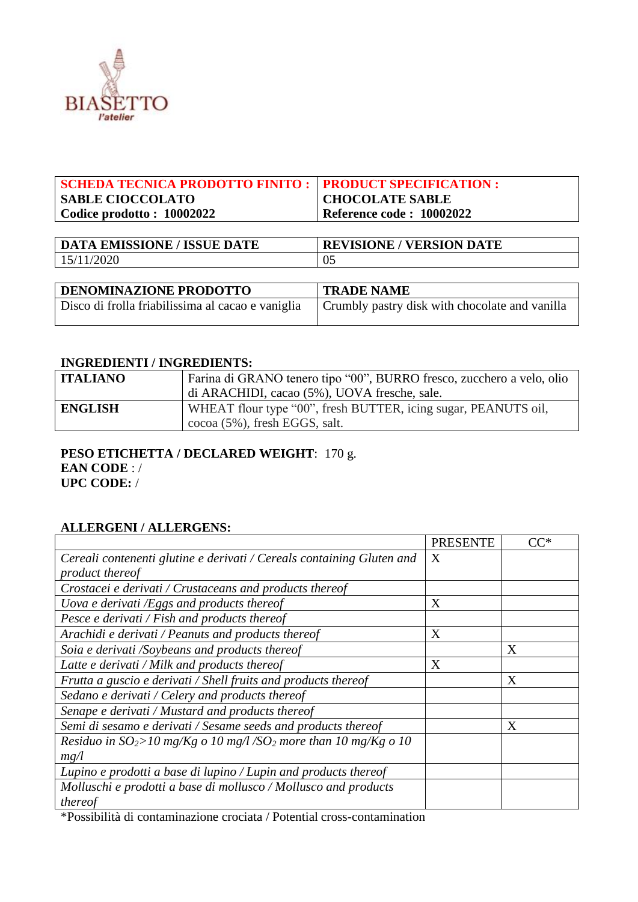BIASETTO
l'atelier

| SCHEDA TECNICA PRODOTTO FINITO : SABLE CIOCCOLATO Codice prodotto : 10002022 | PRODUCT SPECIFICATION : CHOCOLATE SABLE Reference code : 10002022 |
|---|---|

| DATA EMISSIONE / ISSUE DATE | REVISIONE / VERSION DATE |
|---|---|
| 15/11/2020 | 05 |

| DENOMINAZIONE PRODOTTO | TRADE NAME |
|---|---|
| Disco di frolla friabilissima al cacao e vaniglia | Crumbly pastry disk with chocolate and vanilla |

**INGREDIENTI / INGREDIENTS:**

| | |
|---|---|
| **ITALIANO** | Farina di GRANO tenero tipo "00", BURRO fresco, zucchero a velo, olio di ARACHIDI, cacao (5%), UOVA fresche, sale. |
| **ENGLISH** | WHEAT flour type "00", fresh BUTTER, icing sugar, PEANUTS oil, cocoa (5%), fresh EGGS, salt. |

**PESO ETICHETTA / DECLARED WEIGHT**: 170 g.
**EAN CODE** : /
**UPC CODE:** /

**ALLERGENI / ALLERGENS:**

| | PRESENTE | CC* |
|---|---|---|
| *Cereali contenenti glutine e derivati / Cereals containing Gluten and product thereof* | X | |
| *Crostacei e derivati / Crustaceans and products thereof* | | |
| *Uova e derivati /Eggs and products thereof* | X | |
| *Pesce e derivati / Fish and products thereof* | | |
| *Arachidi e derivati / Peanuts and products thereof* | X | |
| *Soia e derivati /Soybeans and products thereof* | | X |
| *Latte e derivati / Milk and products thereof* | X | |
| *Frutta a guscio e derivati / Shell fruits and products thereof* | | X |
| *Sedano e derivati / Celery and products thereof* | | |
| *Senape e derivati / Mustard and products thereof* | | |
| *Semi di sesamo e derivati / Sesame seeds and products thereof* | | X |
| *Residuo in $SO_2$>10 mg/Kg o 10 mg/l /$SO_2$ more than 10 mg/Kg o 10 mg/l* | | |
| *Lupino e prodotti a base di lupino / Lupin and products thereof* | | |
| *Molluschi e prodotti a base di mollusco / Mollusco and products thereof* | | |

*Possibilità di contaminazione crociata / Potential cross-contamination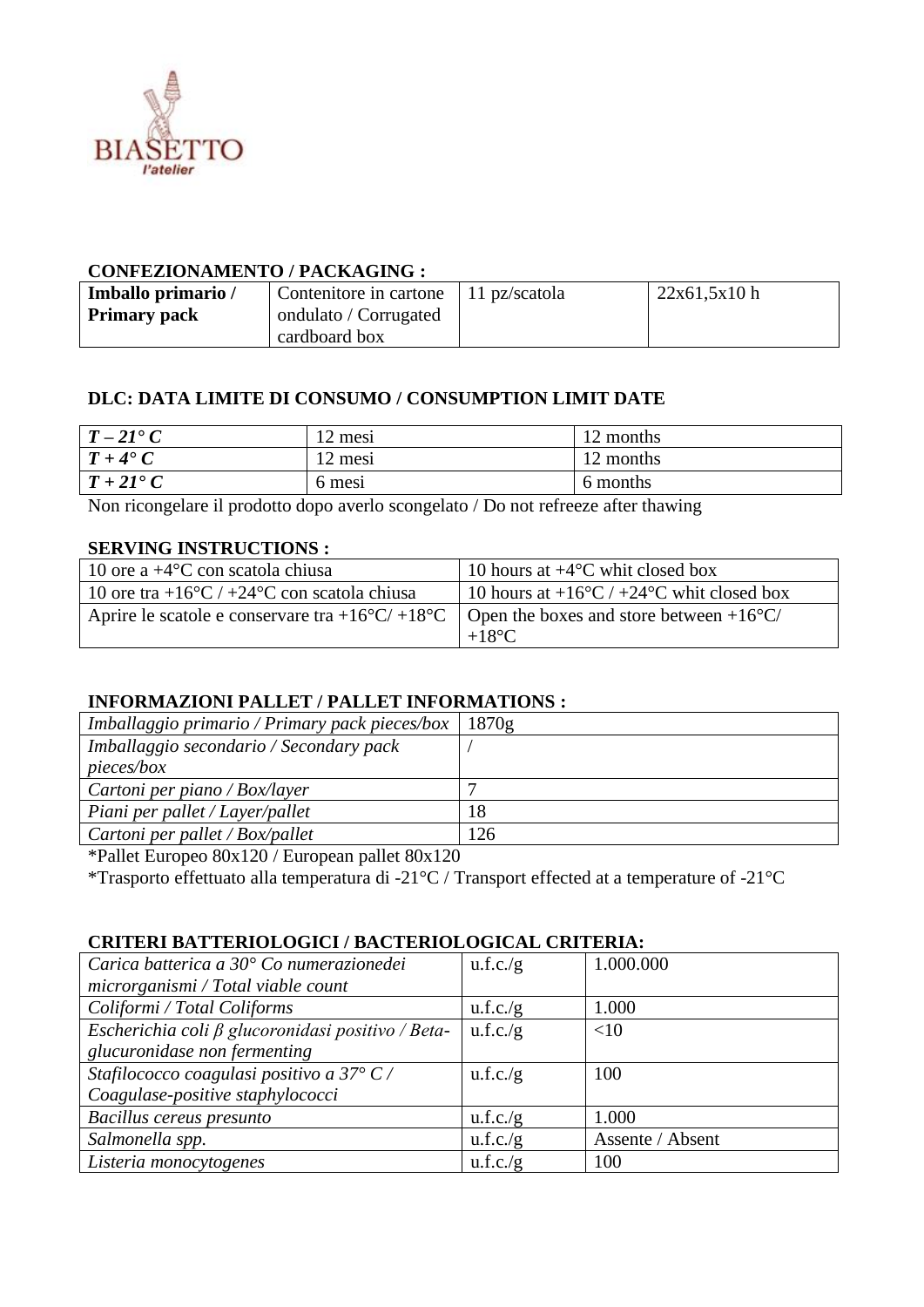BIASETTO
l'atelier

### CONFEZIONAMENTO / PACKAGING :

| | | | |
|---|---|---|---|
| **Imballo primario / Primary pack** | Contenitore in cartone ondulato / Corrugated cardboard box | 11 pz/scatola | 22x61,5x10 h |

### DLC: DATA LIMITE DI CONSUMO / CONSUMPTION LIMIT DATE

| | | |
|---|---|---|
| ***T – 21° C*** | 12 mesi | 12 months |
| ***T + 4° C*** | 12 mesi | 12 months |
| ***T + 21° C*** | 6 mesi | 6 months |

Non ricongelare il prodotto dopo averlo scongelato / Do not refreeze after thawing

### SERVING INSTRUCTIONS :

| | |
|---|---|
| 10 ore a +4°C con scatola chiusa | 10 hours at +4°C whit closed box |
| 10 ore tra +16°C / +24°C con scatola chiusa | 10 hours at +16°C / +24°C whit closed box |
| Aprire le scatole e conservare tra +16°C/ +18°C | Open the boxes and store between +16°C/ +18°C |

### INFORMAZIONI PALLET / PALLET INFORMATIONS :

| | |
|---|---|
| *Imballaggio primario / Primary pack pieces/box* | 1870g |
| *Imballaggio secondario / Secondary pack pieces/box* | / |
| *Cartoni per piano / Box/layer* | 7 |
| *Piani per pallet / Layer/pallet* | 18 |
| *Cartoni per pallet / Box/pallet* | 126 |

*Pallet Europeo 80x120 / European pallet 80x120

*Trasporto effettuato alla temperatura di -21°C / Transport effected at a temperature of -21°C

### CRITERI BATTERIOLOGICI / BACTERIOLOGICAL CRITERIA:

| | | |
|---|---|---|
| *Carica batterica a 30° Co numerazionedei microrganismi / Total viable count* | u.f.c./g | 1.000.000 |
| *Coliformi / Total Coliforms* | u.f.c./g | 1.000 |
| *Escherichia coli β glucoronidasi positivo / Beta-glucuronidase non fermenting* | u.f.c./g | <10 |
| *Stafilococco coagulasi positivo a 37° C / Coagulase-positive staphylococci* | u.f.c./g | 100 |
| *Bacillus cereus presunto* | u.f.c./g | 1.000 |
| *Salmonella spp.* | u.f.c./g | Assente / Absent |
| *Listeria monocytogenes* | u.f.c./g | 100 |